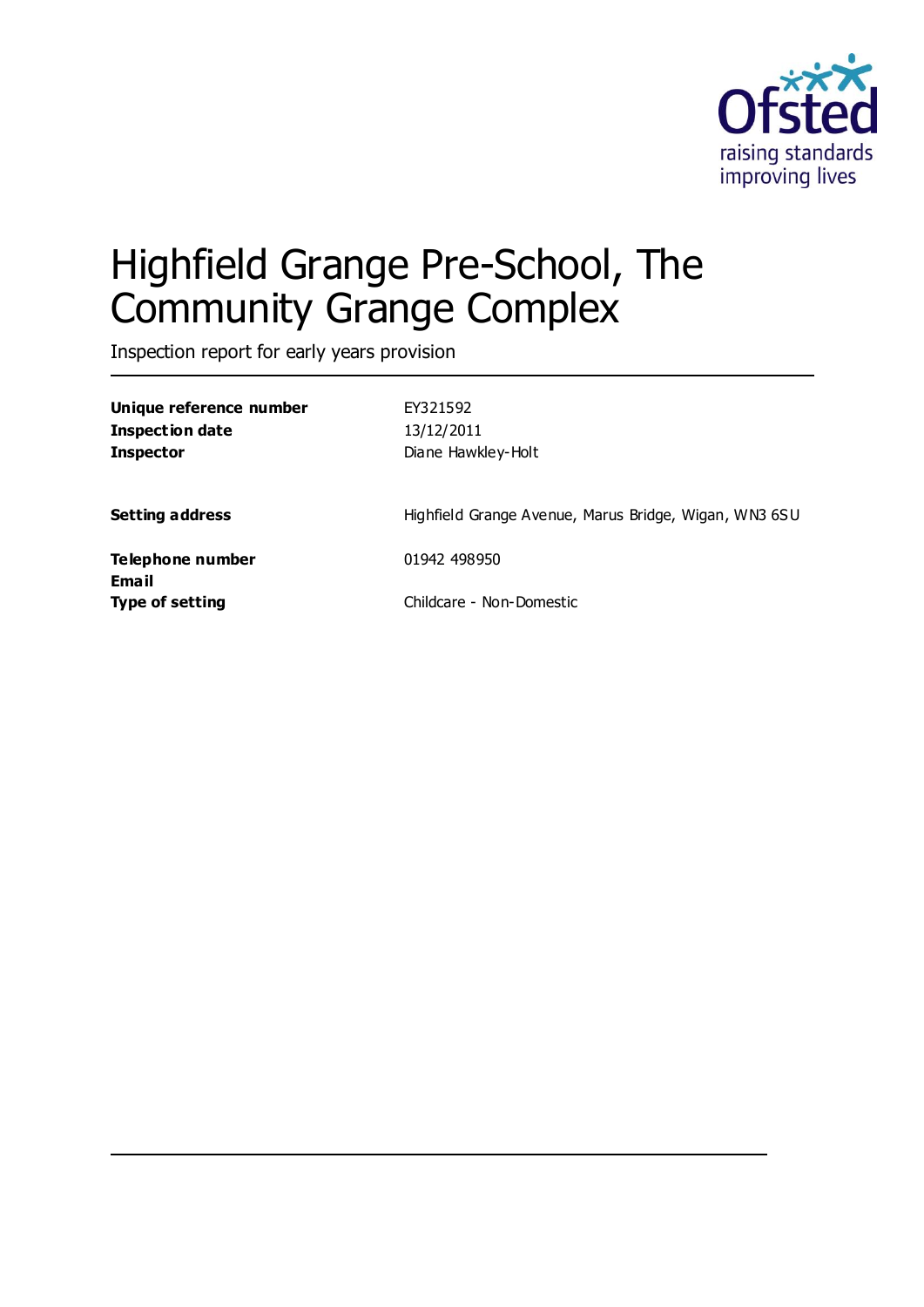# Highfield Grange Pre-School, The Community Grange Complex

Inspection report for early years provision

| | |
|---|---|
| **Unique reference number** | EY321592 |
| **Inspection date** | 13/12/2011 |
| **Inspector** | Diane Hawkley-Holt |
| **Setting address** | Highfield Grange Avenue, Marus Bridge, Wigan, WN3 6SU |
| **Telephone number** | 01942 498950 |
| **Email** | |
| **Type of setting** | Childcare - Non-Domestic |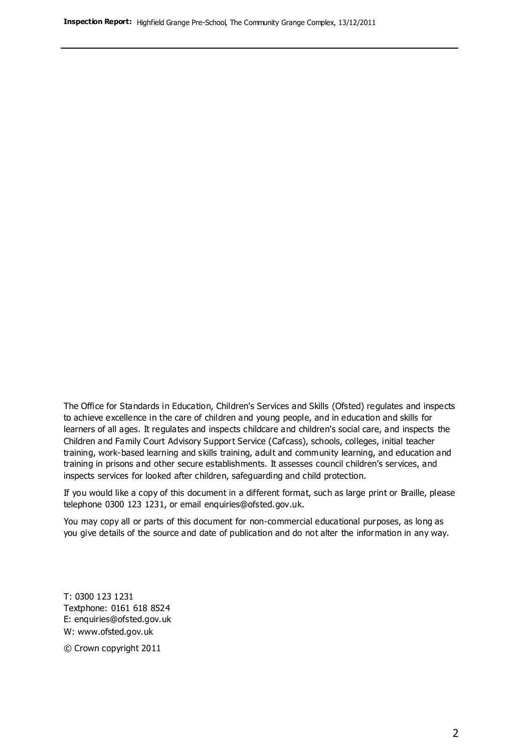The Office for Standards in Education, Children's Services and Skills (Ofsted) regulates and inspects to achieve excellence in the care of children and young people, and in education and skills for learners of all ages. It regulates and inspects childcare and children's social care, and inspects the Children and Family Court Advisory Support Service (Cafcass), schools, colleges, initial teacher training, work-based learning and skills training, adult and community learning, and education and training in prisons and other secure establishments. It assesses council children's services, and inspects services for looked after children, safeguarding and child protection.

If you would like a copy of this document in a different format, such as large print or Braille, please telephone 0300 123 1231, or email enquiries@ofsted.gov.uk.

You may copy all or parts of this document for non-commercial educational purposes, as long as you give details of the source and date of publication and do not alter the information in any way.

T: 0300 123 1231
Textphone: 0161 618 8524
E: enquiries@ofsted.gov.uk
W: www.ofsted.gov.uk

© Crown copyright 2011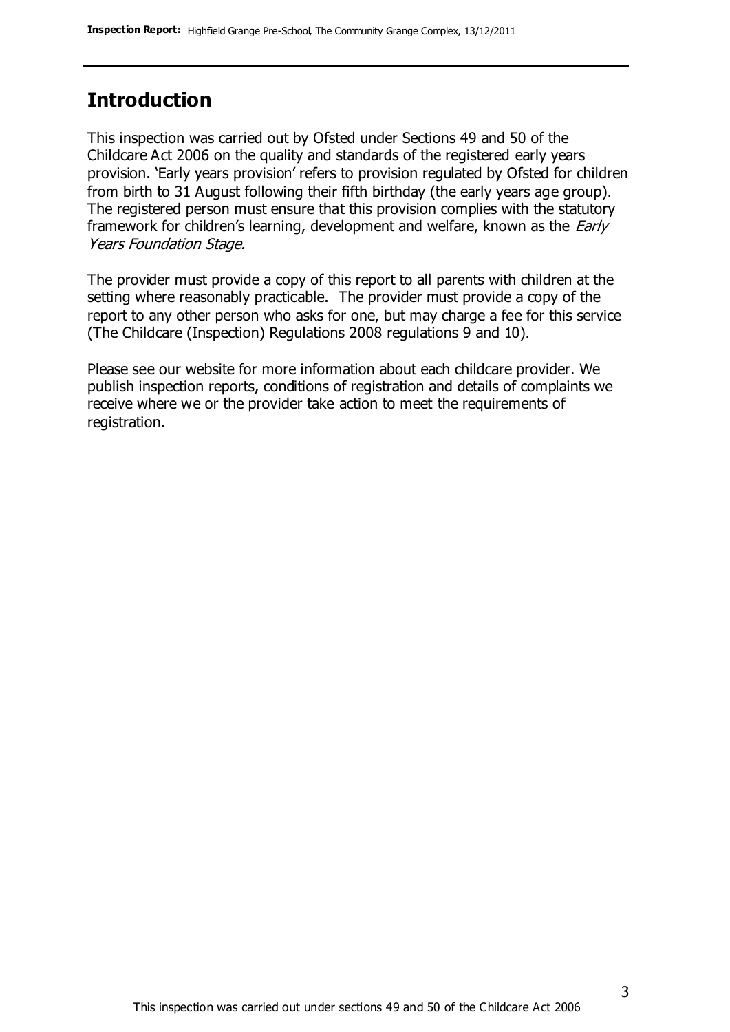## Introduction

This inspection was carried out by Ofsted under Sections 49 and 50 of the Childcare Act 2006 on the quality and standards of the registered early years provision. 'Early years provision' refers to provision regulated by Ofsted for children from birth to 31 August following their fifth birthday (the early years age group). The registered person must ensure that this provision complies with the statutory framework for children's learning, development and welfare, known as the *Early Years Foundation Stage.*

The provider must provide a copy of this report to all parents with children at the setting where reasonably practicable. The provider must provide a copy of the report to any other person who asks for one, but may charge a fee for this service (The Childcare (Inspection) Regulations 2008 regulations 9 and 10).

Please see our website for more information about each childcare provider. We publish inspection reports, conditions of registration and details of complaints we receive where we or the provider take action to meet the requirements of registration.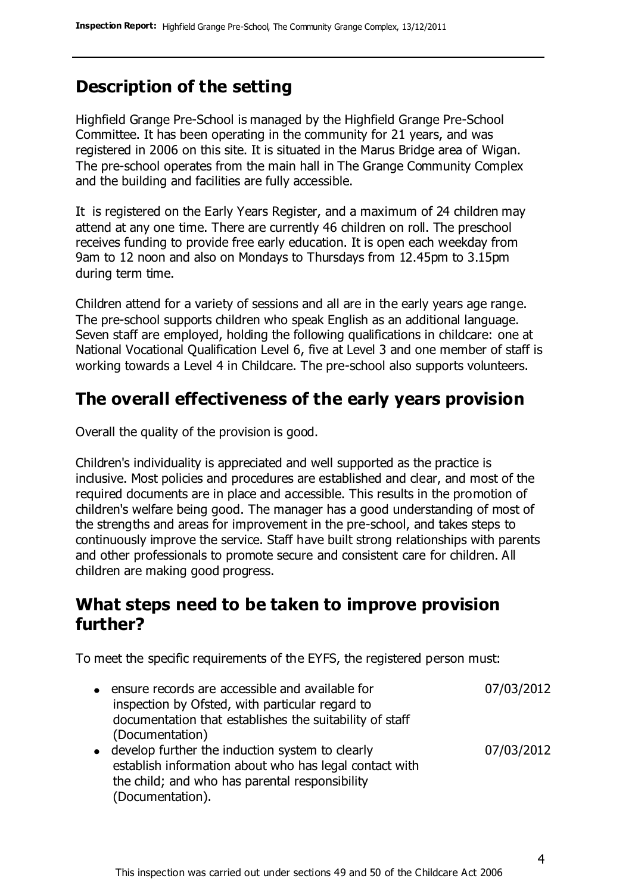## Description of the setting

Highfield Grange Pre-School is managed by the Highfield Grange Pre-School Committee. It has been operating in the community for 21 years, and was registered in 2006 on this site. It is situated in the Marus Bridge area of Wigan. The pre-school operates from the main hall in The Grange Community Complex and the building and facilities are fully accessible.

It is registered on the Early Years Register, and a maximum of 24 children may attend at any one time. There are currently 46 children on roll. The preschool receives funding to provide free early education. It is open each weekday from 9am to 12 noon and also on Mondays to Thursdays from 12.45pm to 3.15pm during term time.

Children attend for a variety of sessions and all are in the early years age range. The pre-school supports children who speak English as an additional language. Seven staff are employed, holding the following qualifications in childcare: one at National Vocational Qualification Level 6, five at Level 3 and one member of staff is working towards a Level 4 in Childcare. The pre-school also supports volunteers.

## The overall effectiveness of the early years provision

Overall the quality of the provision is good.

Children's individuality is appreciated and well supported as the practice is inclusive. Most policies and procedures are established and clear, and most of the required documents are in place and accessible. This results in the promotion of children's welfare being good. The manager has a good understanding of most of the strengths and areas for improvement in the pre-school, and takes steps to continuously improve the service. Staff have built strong relationships with parents and other professionals to promote secure and consistent care for children. All children are making good progress.

## What steps need to be taken to improve provision further?

To meet the specific requirements of the EYFS, the registered person must:

| | |
|---|---|
| • ensure records are accessible and available for inspection by Ofsted, with particular regard to documentation that establishes the suitability of staff (Documentation) | 07/03/2012 |
| • develop further the induction system to clearly establish information about who has legal contact with the child; and who has parental responsibility (Documentation). | 07/03/2012 |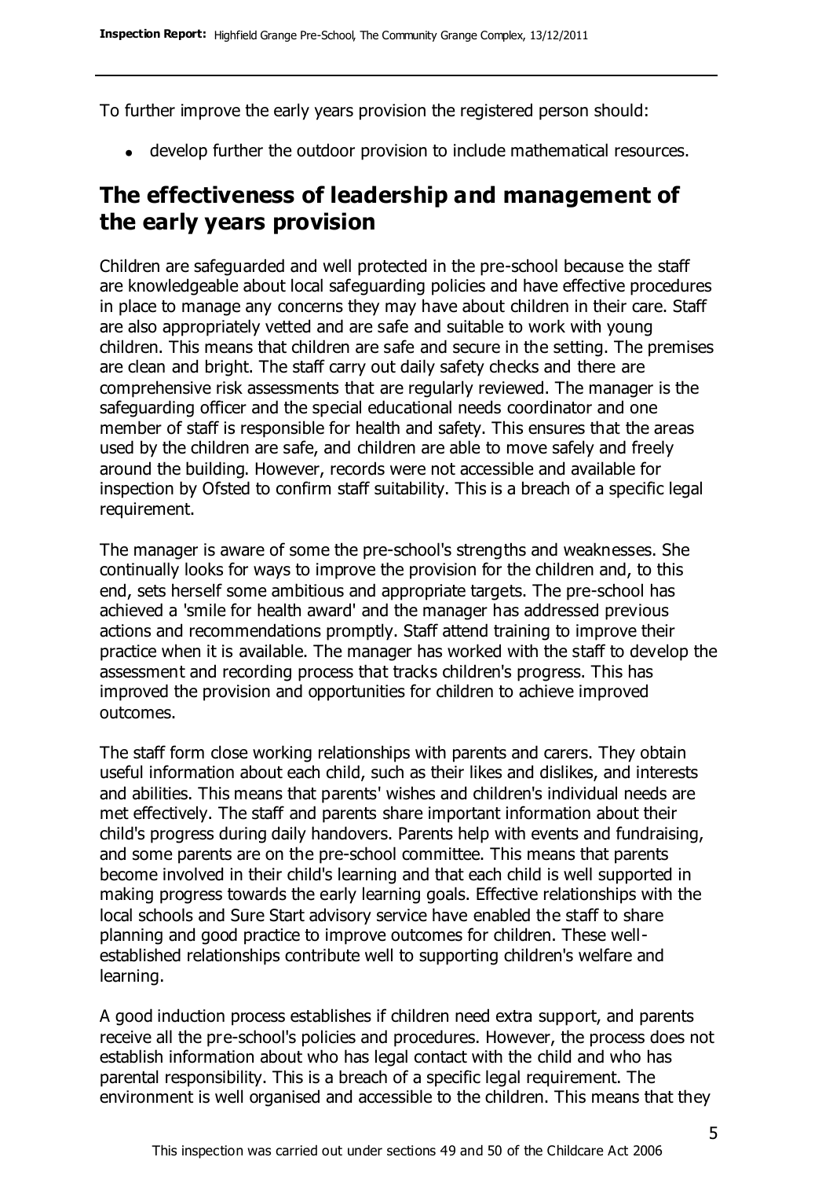To further improve the early years provision the registered person should:

- develop further the outdoor provision to include mathematical resources.

## The effectiveness of leadership and management of the early years provision

Children are safeguarded and well protected in the pre-school because the staff are knowledgeable about local safeguarding policies and have effective procedures in place to manage any concerns they may have about children in their care. Staff are also appropriately vetted and are safe and suitable to work with young children. This means that children are safe and secure in the setting. The premises are clean and bright. The staff carry out daily safety checks and there are comprehensive risk assessments that are regularly reviewed. The manager is the safeguarding officer and the special educational needs coordinator and one member of staff is responsible for health and safety. This ensures that the areas used by the children are safe, and children are able to move safely and freely around the building. However, records were not accessible and available for inspection by Ofsted to confirm staff suitability. This is a breach of a specific legal requirement.

The manager is aware of some the pre-school's strengths and weaknesses. She continually looks for ways to improve the provision for the children and, to this end, sets herself some ambitious and appropriate targets. The pre-school has achieved a 'smile for health award' and the manager has addressed previous actions and recommendations promptly. Staff attend training to improve their practice when it is available. The manager has worked with the staff to develop the assessment and recording process that tracks children's progress. This has improved the provision and opportunities for children to achieve improved outcomes.

The staff form close working relationships with parents and carers. They obtain useful information about each child, such as their likes and dislikes, and interests and abilities. This means that parents' wishes and children's individual needs are met effectively. The staff and parents share important information about their child's progress during daily handovers. Parents help with events and fundraising, and some parents are on the pre-school committee. This means that parents become involved in their child's learning and that each child is well supported in making progress towards the early learning goals. Effective relationships with the local schools and Sure Start advisory service have enabled the staff to share planning and good practice to improve outcomes for children. These well-established relationships contribute well to supporting children's welfare and learning.

A good induction process establishes if children need extra support, and parents receive all the pre-school's policies and procedures. However, the process does not establish information about who has legal contact with the child and who has parental responsibility. This is a breach of a specific legal requirement. The environment is well organised and accessible to the children. This means that they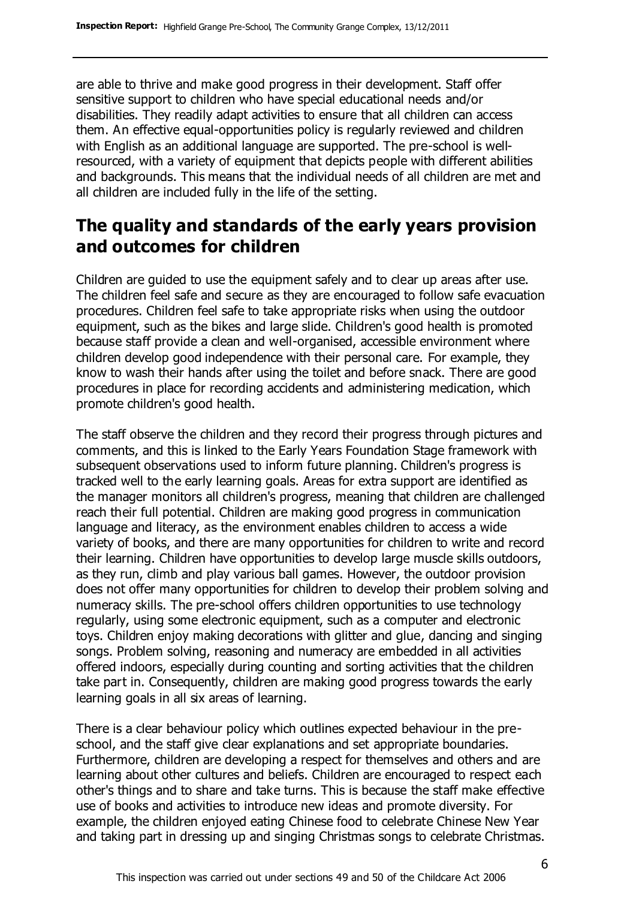are able to thrive and make good progress in their development. Staff offer sensitive support to children who have special educational needs and/or disabilities. They readily adapt activities to ensure that all children can access them. An effective equal-opportunities policy is regularly reviewed and children with English as an additional language are supported. The pre-school is well-resourced, with a variety of equipment that depicts people with different abilities and backgrounds. This means that the individual needs of all children are met and all children are included fully in the life of the setting.

## The quality and standards of the early years provision and outcomes for children

Children are guided to use the equipment safely and to clear up areas after use. The children feel safe and secure as they are encouraged to follow safe evacuation procedures. Children feel safe to take appropriate risks when using the outdoor equipment, such as the bikes and large slide. Children's good health is promoted because staff provide a clean and well-organised, accessible environment where children develop good independence with their personal care. For example, they know to wash their hands after using the toilet and before snack. There are good procedures in place for recording accidents and administering medication, which promote children's good health.

The staff observe the children and they record their progress through pictures and comments, and this is linked to the Early Years Foundation Stage framework with subsequent observations used to inform future planning. Children's progress is tracked well to the early learning goals. Areas for extra support are identified as the manager monitors all children's progress, meaning that children are challenged reach their full potential. Children are making good progress in communication language and literacy, as the environment enables children to access a wide variety of books, and there are many opportunities for children to write and record their learning. Children have opportunities to develop large muscle skills outdoors, as they run, climb and play various ball games. However, the outdoor provision does not offer many opportunities for children to develop their problem solving and numeracy skills. The pre-school offers children opportunities to use technology regularly, using some electronic equipment, such as a computer and electronic toys. Children enjoy making decorations with glitter and glue, dancing and singing songs. Problem solving, reasoning and numeracy are embedded in all activities offered indoors, especially during counting and sorting activities that the children take part in. Consequently, children are making good progress towards the early learning goals in all six areas of learning.

There is a clear behaviour policy which outlines expected behaviour in the pre-school, and the staff give clear explanations and set appropriate boundaries. Furthermore, children are developing a respect for themselves and others and are learning about other cultures and beliefs. Children are encouraged to respect each other's things and to share and take turns. This is because the staff make effective use of books and activities to introduce new ideas and promote diversity. For example, the children enjoyed eating Chinese food to celebrate Chinese New Year and taking part in dressing up and singing Christmas songs to celebrate Christmas.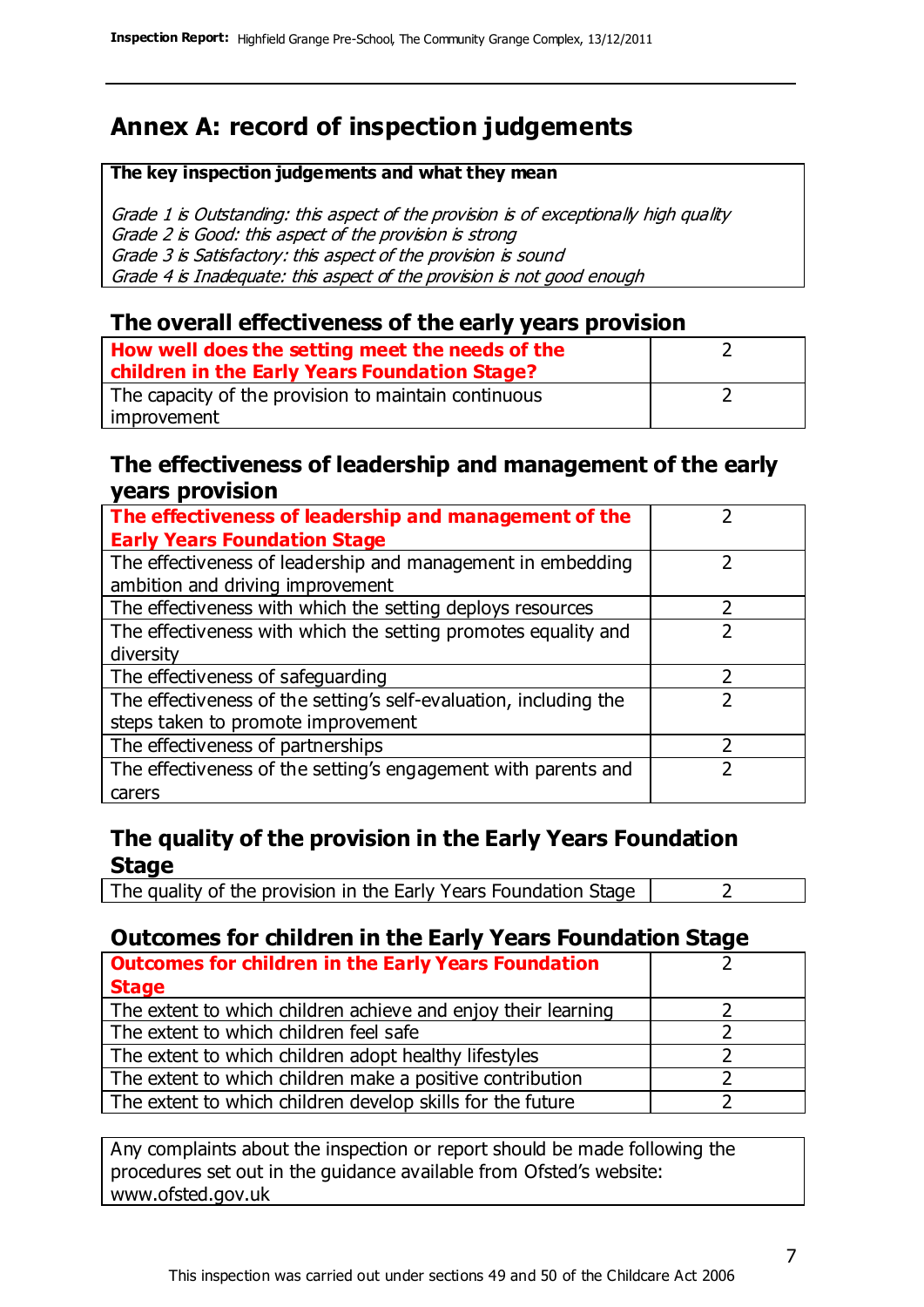# Annex A: record of inspection judgements

| |
|---|
| **The key inspection judgements and what they mean** |
| *Grade 1 is Outstanding: this aspect of the provision is of exceptionally high quality*<br>*Grade 2 is Good: this aspect of the provision is strong*<br>*Grade 3 is Satisfactory: this aspect of the provision is sound*<br>*Grade 4 is Inadequate: this aspect of the provision is not good enough* |

## The overall effectiveness of the early years provision

| | |
|---|---|
| **How well does the setting meet the needs of the children in the Early Years Foundation Stage?** | 2 |
| The capacity of the provision to maintain continuous improvement | 2 |

## The effectiveness of leadership and management of the early years provision

| | |
|---|---|
| **The effectiveness of leadership and management of the Early Years Foundation Stage** | 2 |
| The effectiveness of leadership and management in embedding ambition and driving improvement | 2 |
| The effectiveness with which the setting deploys resources | 2 |
| The effectiveness with which the setting promotes equality and diversity | 2 |
| The effectiveness of safeguarding | 2 |
| The effectiveness of the setting's self-evaluation, including the steps taken to promote improvement | 2 |
| The effectiveness of partnerships | 2 |
| The effectiveness of the setting's engagement with parents and carers | 2 |

## The quality of the provision in the Early Years Foundation Stage

| | |
|---|---|
| The quality of the provision in the Early Years Foundation Stage | 2 |

## Outcomes for children in the Early Years Foundation Stage

| | |
|---|---|
| **Outcomes for children in the Early Years Foundation Stage** | 2 |
| The extent to which children achieve and enjoy their learning | 2 |
| The extent to which children feel safe | 2 |
| The extent to which children adopt healthy lifestyles | 2 |
| The extent to which children make a positive contribution | 2 |
| The extent to which children develop skills for the future | 2 |

Any complaints about the inspection or report should be made following the procedures set out in the guidance available from Ofsted's website: www.ofsted.gov.uk

This inspection was carried out under sections 49 and 50 of the Childcare Act 2006